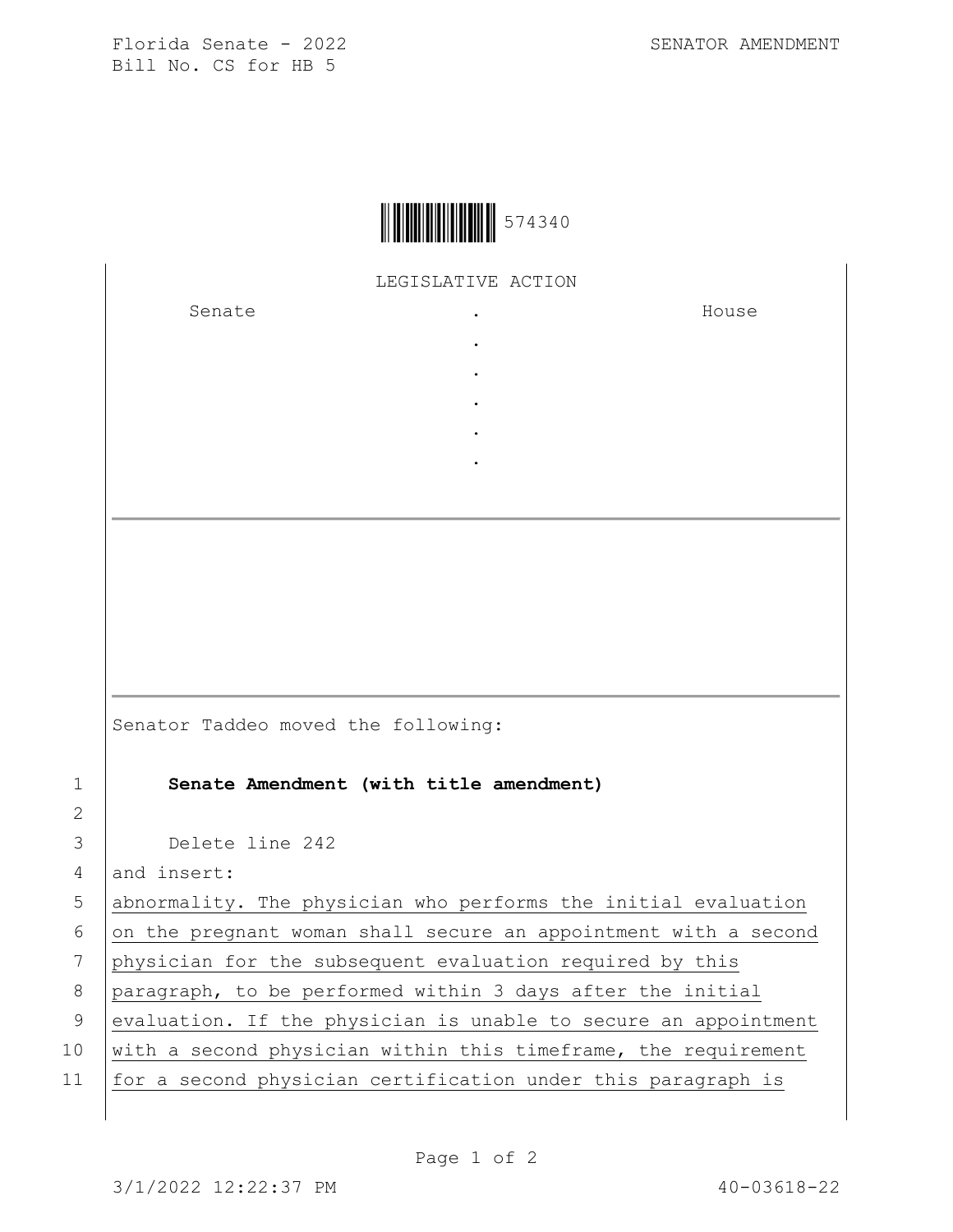Florida Senate - 2022
Bill No. CS for HB 5

SENATOR AMENDMENT

574340

LEGISLATIVE ACTION

| Senate | . | House |
| --- | --- | --- |
| | . | |
| | . | |
| | . | |
| | . | |
| | . | |

Senator Taddeo moved the following:

1 **Senate Amendment (with title amendment)**

2

3 Delete line 242

4 and insert:

5 abnormality. The physician who performs the initial evaluation

6 on the pregnant woman shall secure an appointment with a second

7 physician for the subsequent evaluation required by this

8 paragraph, to be performed within 3 days after the initial

9 evaluation. If the physician is unable to secure an appointment

10 with a second physician within this timeframe, the requirement

11 for a second physician certification under this paragraph is

3/1/2022 12:22:37 PM 40-03618-22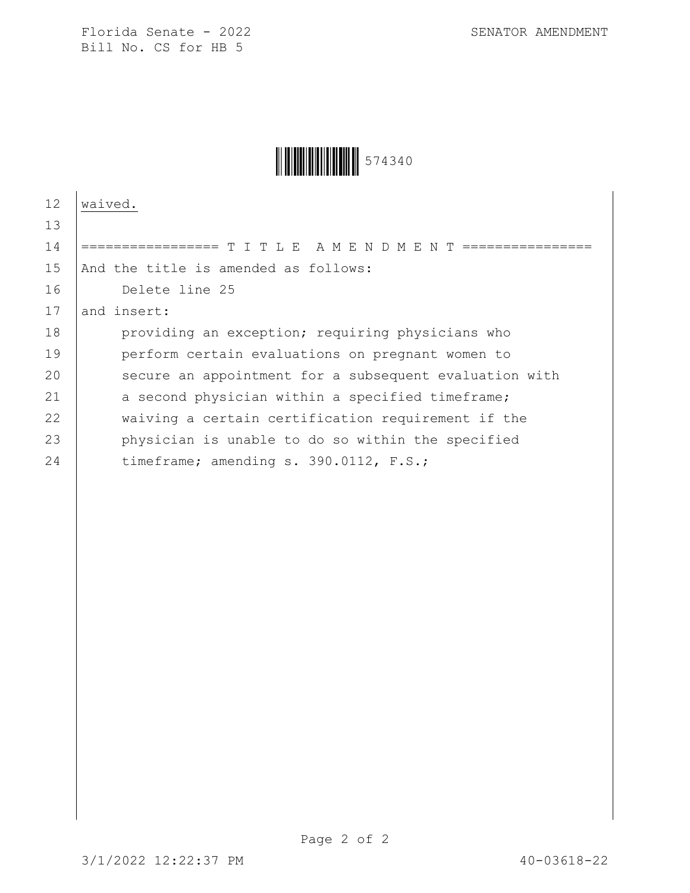waived.

================= T I T L E A M E N D M E N T ================

And the title is amended as follows:

Delete line 25

and insert:

providing an exception; requiring physicians who perform certain evaluations on pregnant women to secure an appointment for a subsequent evaluation with a second physician within a specified timeframe; waiving a certain certification requirement if the physician is unable to do so within the specified timeframe; amending s. 390.0112, F.S.;